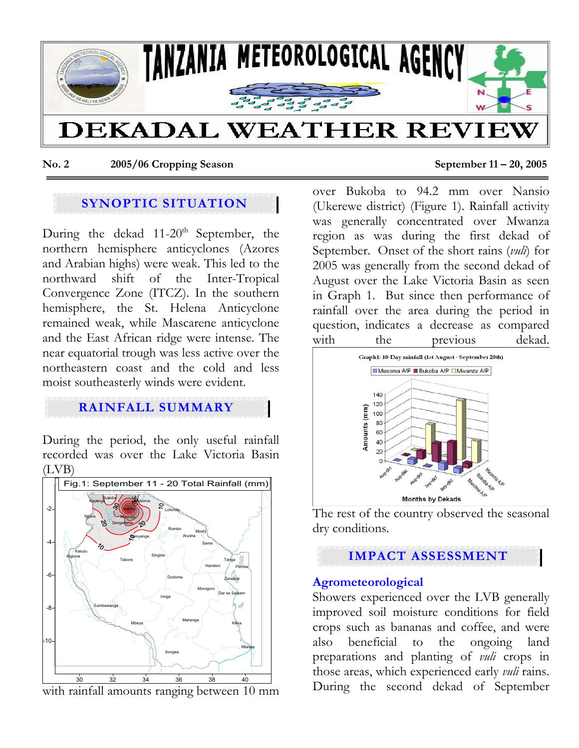# TANZANIA METEOROLOGICAL AGENCY

# DEKADAL WEATHER REVIEW

**No. 2** **2005/06 Cropping Season** **September 11 – 20, 2005**

## SYNOPTIC SITUATION

During the dekad 11-20th September, the northern hemisphere anticyclones (Azores and Arabian highs) were weak. This led to the northward shift of the Inter-Tropical Convergence Zone (ITCZ). In the southern hemisphere, the St. Helena Anticyclone remained weak, while Mascarene anticyclone and the East African ridge were intense. The near equatorial trough was less active over the northeastern coast and the cold and less moist southeasterly winds were evident.

## RAINFALL SUMMARY

During the period, the only useful rainfall recorded was over the Lake Victoria Basin (LVB)

Fig.1: September 11 - 20 Total Rainfall (mm)

with rainfall amounts ranging between 10 mm over Bukoba to 94.2 mm over Nansio (Ukerewe district) (Figure 1). Rainfall activity was generally concentrated over Mwanza region as was during the first dekad of September. Onset of the short rains (*vuli*) for 2005 was generally from the second dekad of August over the Lake Victoria Basin as seen in Graph 1. But since then performance of rainfall over the area during the period in question, indicates a decrease as compared with the previous dekad.

Graph1: 10-Day rainfall (1st August - September 20th)

The rest of the country observed the seasonal dry conditions.

## IMPACT ASSESSMENT

### Agrometeorological

Showers experienced over the LVB generally improved soil moisture conditions for field crops such as bananas and coffee, and were also beneficial to the ongoing land preparations and planting of *vuli* crops in those areas, which experienced early *vuli* rains. During the second dekad of September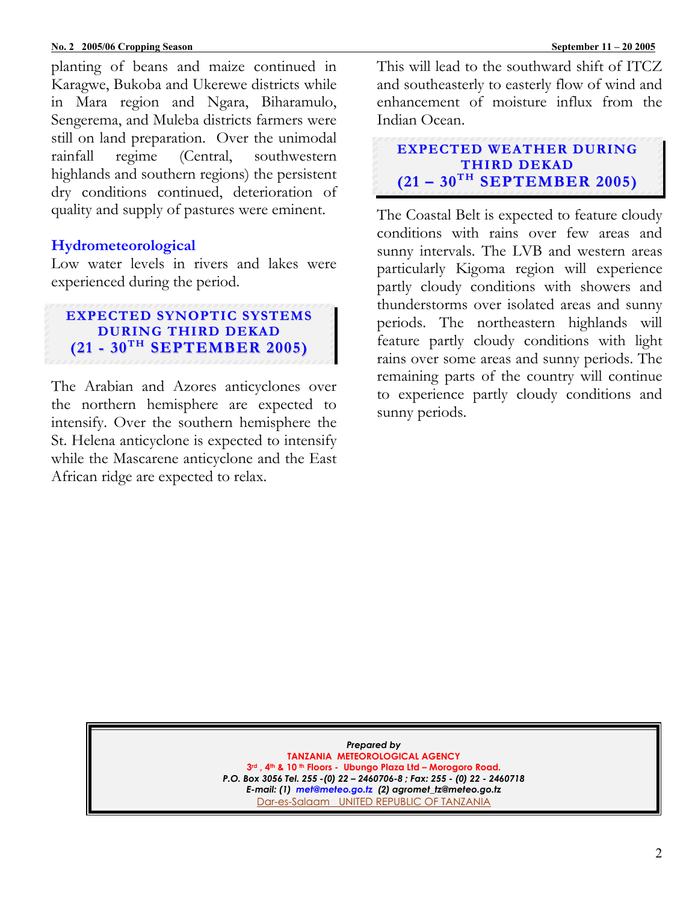planting of beans and maize continued in Karagwe, Bukoba and Ukerewe districts while in Mara region and Ngara, Biharamulo, Sengerema, and Muleba districts farmers were still on land preparation. Over the unimodal rainfall regime (Central, southwestern highlands and southern regions) the persistent dry conditions continued, deterioration of quality and supply of pastures were eminent.

### Hydrometeorological

Low water levels in rivers and lakes were experienced during the period.

## EXPECTED SYNOPTIC SYSTEMS DURING THIRD DEKAD (21 - 30TH SEPTEMBER 2005)

The Arabian and Azores anticyclones over the northern hemisphere are expected to intensify. Over the southern hemisphere the St. Helena anticyclone is expected to intensify while the Mascarene anticyclone and the East African ridge are expected to relax. This will lead to the southward shift of ITCZ and southeasterly to easterly flow of wind and enhancement of moisture influx from the Indian Ocean.

## EXPECTED WEATHER DURING THIRD DEKAD (21 – 30TH SEPTEMBER 2005)

The Coastal Belt is expected to feature cloudy conditions with rains over few areas and sunny intervals. The LVB and western areas particularly Kigoma region will experience partly cloudy conditions with showers and thunderstorms over isolated areas and sunny periods. The northeastern highlands will feature partly cloudy conditions with light rains over some areas and sunny periods. The remaining parts of the country will continue to experience partly cloudy conditions and sunny periods.

*Prepared by*
**TANZANIA METEOROLOGICAL AGENCY**
**3rd , 4th & 10th Floors - Ubungo Plaza Ltd – Morogoro Road.**
*P.O. Box 3056 Tel. 255 -(0) 22 – 2460706-8 ; Fax: 255 - (0) 22 - 2460718*
*E-mail: (1) met@meteo.go.tz (2) agromet_tz@meteo.go.tz*
Dar-es-Salaam UNITED REPUBLIC OF TANZANIA